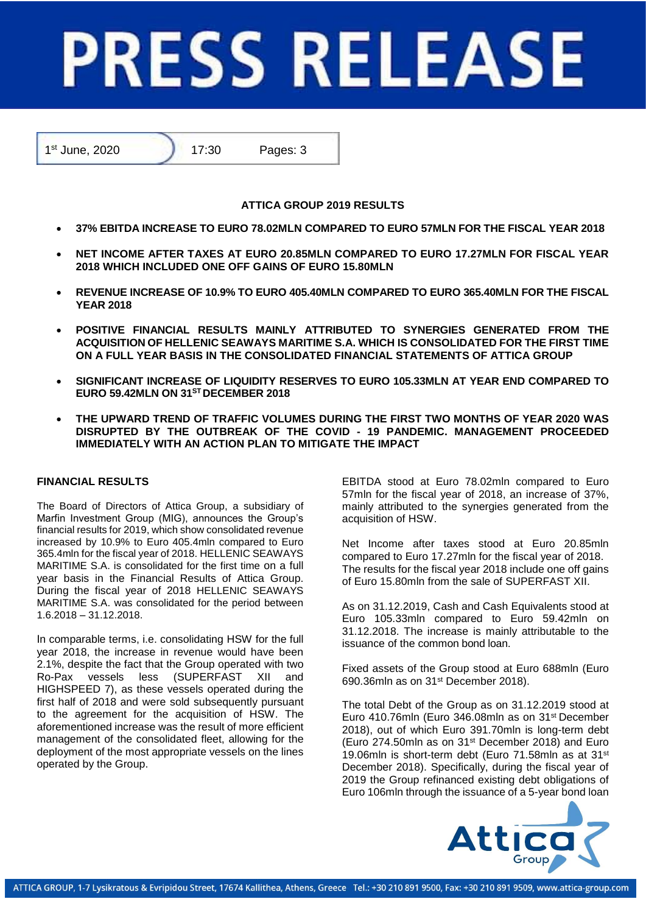# PRESS RELEASE

1st June, 2020 | 17:30 | Pages: 3

## ATTICA GROUP 2019 RESULTS

- **37% EBITDA INCREASE TO EURO 78.02MLN COMPARED TO EURO 57MLN FOR THE FISCAL YEAR 2018**
- **NET INCOME AFTER TAXES AT EURO 20.85MLN COMPARED TO EURO 17.27MLN FOR FISCAL YEAR 2018 WHICH INCLUDED ONE OFF GAINS OF EURO 15.80MLN**
- **REVENUE INCREASE OF 10.9% TO EURO 405.40MLN COMPARED TO EURO 365.40MLN FOR THE FISCAL YEAR 2018**
- **POSITIVE FINANCIAL RESULTS MAINLY ATTRIBUTED TO SYNERGIES GENERATED FROM THE ACQUISITION OF HELLENIC SEAWAYS MARITIME S.A. WHICH IS CONSOLIDATED FOR THE FIRST TIME ON A FULL YEAR BASIS IN THE CONSOLIDATED FINANCIAL STATEMENTS OF ATTICA GROUP**
- **SIGNIFICANT INCREASE OF LIQUIDITY RESERVES TO EURO 105.33MLN AT YEAR END COMPARED TO EURO 59.42MLN ON 31ST DECEMBER 2018**
- **THE UPWARD TREND OF TRAFFIC VOLUMES DURING THE FIRST TWO MONTHS OF YEAR 2020 WAS DISRUPTED BY THE OUTBREAK OF THE COVID - 19 PANDEMIC. MANAGEMENT PROCEEDED IMMEDIATELY WITH AN ACTION PLAN TO MITIGATE THE IMPACT**

### FINANCIAL RESULTS

The Board of Directors of Attica Group, a subsidiary of Marfin Investment Group (MIG), announces the Group's financial results for 2019, which show consolidated revenue increased by 10.9% to Euro 405.4mln compared to Euro 365.4mln for the fiscal year of 2018. HELLENIC SEAWAYS MARITIME S.A. is consolidated for the first time on a full year basis in the Financial Results of Attica Group. During the fiscal year of 2018 HELLENIC SEAWAYS MARITIME S.A. was consolidated for the period between 1.6.2018 – 31.12.2018.

In comparable terms, i.e. consolidating HSW for the full year 2018, the increase in revenue would have been 2.1%, despite the fact that the Group operated with two Ro-Pax vessels less (SUPERFAST XII and HIGHSPEED 7), as these vessels operated during the first half of 2018 and were sold subsequently pursuant to the agreement for the acquisition of HSW. The aforementioned increase was the result of more efficient management of the consolidated fleet, allowing for the deployment of the most appropriate vessels on the lines operated by the Group.

EBITDA stood at Euro 78.02mln compared to Euro 57mln for the fiscal year of 2018, an increase of 37%, mainly attributed to the synergies generated from the acquisition of HSW.

Net Income after taxes stood at Euro 20.85mln compared to Euro 17.27mln for the fiscal year of 2018. The results for the fiscal year 2018 include one off gains of Euro 15.80mln from the sale of SUPERFAST XII.

As on 31.12.2019, Cash and Cash Equivalents stood at Euro 105.33mln compared to Euro 59.42mln on 31.12.2018. The increase is mainly attributable to the issuance of the common bond loan.

Fixed assets of the Group stood at Euro 688mln (Euro 690.36mln as on 31st December 2018).

The total Debt of the Group as on 31.12.2019 stood at Euro 410.76mln (Euro 346.08mln as on 31st December 2018), out of which Euro 391.70mln is long-term debt (Euro 274.50mln as on 31st December 2018) and Euro 19.06mln is short-term debt (Euro 71.58mln as at 31st December 2018). Specifically, during the fiscal year of 2019 the Group refinanced existing debt obligations of Euro 106mln through the issuance of a 5-year bond loan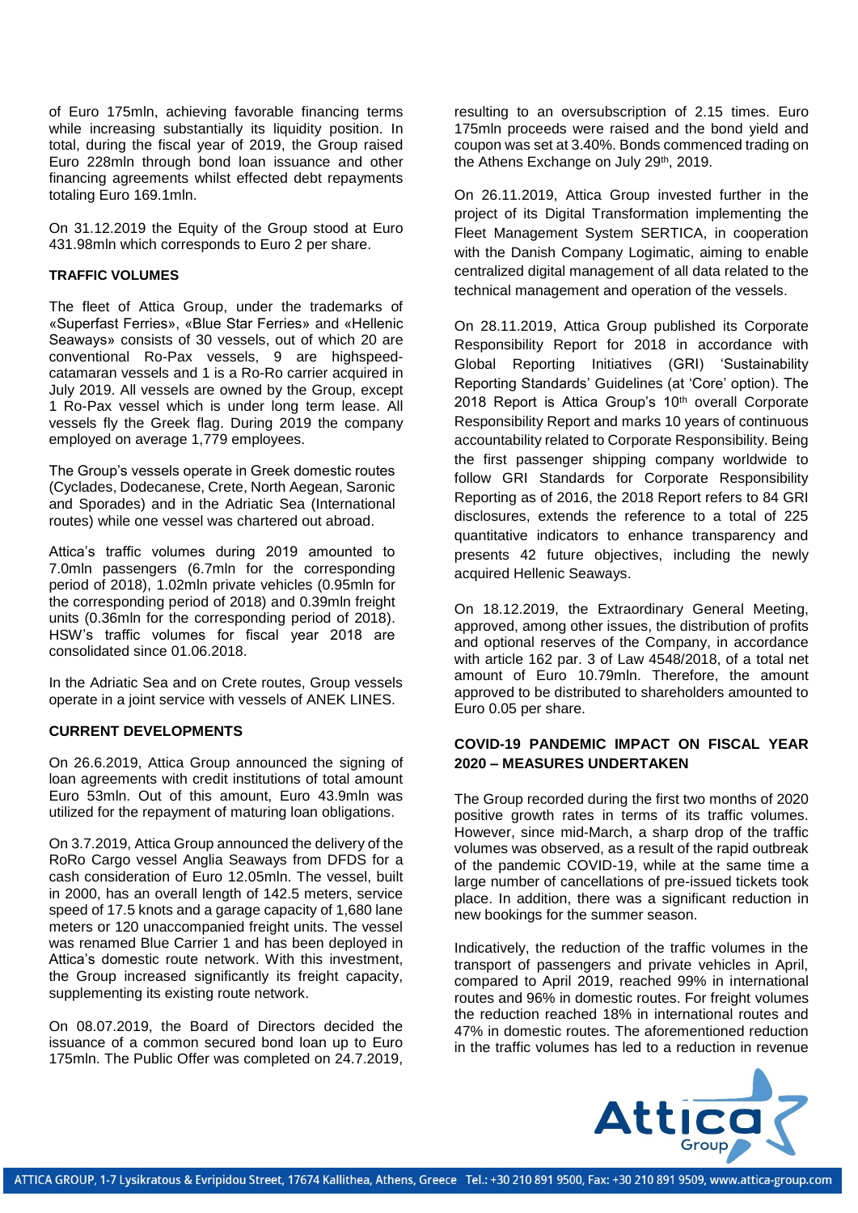of Euro 175mln, achieving favorable financing terms while increasing substantially its liquidity position. In total, during the fiscal year of 2019, the Group raised Euro 228mln through bond loan issuance and other financing agreements whilst effected debt repayments totaling Euro 169.1mln.

On 31.12.2019 the Equity of the Group stood at Euro 431.98mln which corresponds to Euro 2 per share.

**TRAFFIC VOLUMES**

The fleet of Attica Group, under the trademarks of «Superfast Ferries», «Blue Star Ferries» and «Hellenic Seaways» consists of 30 vessels, out of which 20 are conventional Ro-Pax vessels, 9 are highspeed-catamaran vessels and 1 is a Ro-Ro carrier acquired in July 2019. All vessels are owned by the Group, except 1 Ro-Pax vessel which is under long term lease. All vessels fly the Greek flag. During 2019 the company employed on average 1,779 employees.

The Group's vessels operate in Greek domestic routes (Cyclades, Dodecanese, Crete, North Aegean, Saronic and Sporades) and in the Adriatic Sea (International routes) while one vessel was chartered out abroad.

Attica's traffic volumes during 2019 amounted to 7.0mln passengers (6.7mln for the corresponding period of 2018), 1.02mln private vehicles (0.95mln for the corresponding period of 2018) and 0.39mln freight units (0.36mln for the corresponding period of 2018). HSW's traffic volumes for fiscal year 2018 are consolidated since 01.06.2018.

In the Adriatic Sea and on Crete routes, Group vessels operate in a joint service with vessels of ANEK LINES.

**CURRENT DEVELOPMENTS**

On 26.6.2019, Attica Group announced the signing of loan agreements with credit institutions of total amount Euro 53mln. Out of this amount, Euro 43.9mln was utilized for the repayment of maturing loan obligations.

On 3.7.2019, Attica Group announced the delivery of the RoRo Cargo vessel Anglia Seaways from DFDS for a cash consideration of Euro 12.05mln. The vessel, built in 2000, has an overall length of 142.5 meters, service speed of 17.5 knots and a garage capacity of 1,680 lane meters or 120 unaccompanied freight units. The vessel was renamed Blue Carrier 1 and has been deployed in Attica's domestic route network. With this investment, the Group increased significantly its freight capacity, supplementing its existing route network.

On 08.07.2019, the Board of Directors decided the issuance of a common secured bond loan up to Euro 175mln. The Public Offer was completed on 24.7.2019, resulting to an oversubscription of 2.15 times. Euro 175mln proceeds were raised and the bond yield and coupon was set at 3.40%. Bonds commenced trading on the Athens Exchange on July 29th, 2019.

On 26.11.2019, Attica Group invested further in the project of its Digital Transformation implementing the Fleet Management System SERTICA, in cooperation with the Danish Company Logimatic, aiming to enable centralized digital management of all data related to the technical management and operation of the vessels.

On 28.11.2019, Attica Group published its Corporate Responsibility Report for 2018 in accordance with Global Reporting Initiatives (GRI) 'Sustainability Reporting Standards' Guidelines (at 'Core' option). The 2018 Report is Attica Group's 10th overall Corporate Responsibility Report and marks 10 years of continuous accountability related to Corporate Responsibility. Being the first passenger shipping company worldwide to follow GRI Standards for Corporate Responsibility Reporting as of 2016, the 2018 Report refers to 84 GRI disclosures, extends the reference to a total of 225 quantitative indicators to enhance transparency and presents 42 future objectives, including the newly acquired Hellenic Seaways.

On 18.12.2019, the Extraordinary General Meeting, approved, among other issues, the distribution of profits and optional reserves of the Company, in accordance with article 162 par. 3 of Law 4548/2018, of a total net amount of Euro 10.79mln. Therefore, the amount approved to be distributed to shareholders amounted to Euro 0.05 per share.

**COVID-19 PANDEMIC IMPACT ON FISCAL YEAR 2020 – MEASURES UNDERTAKEN**

The Group recorded during the first two months of 2020 positive growth rates in terms of its traffic volumes. However, since mid-March, a sharp drop of the traffic volumes was observed, as a result of the rapid outbreak of the pandemic COVID-19, while at the same time a large number of cancellations of pre-issued tickets took place. In addition, there was a significant reduction in new bookings for the summer season.

Indicatively, the reduction of the traffic volumes in the transport of passengers and private vehicles in April, compared to April 2019, reached 99% in international routes and 96% in domestic routes. For freight volumes the reduction reached 18% in international routes and 47% in domestic routes. The aforementioned reduction in the traffic volumes has led to a reduction in revenue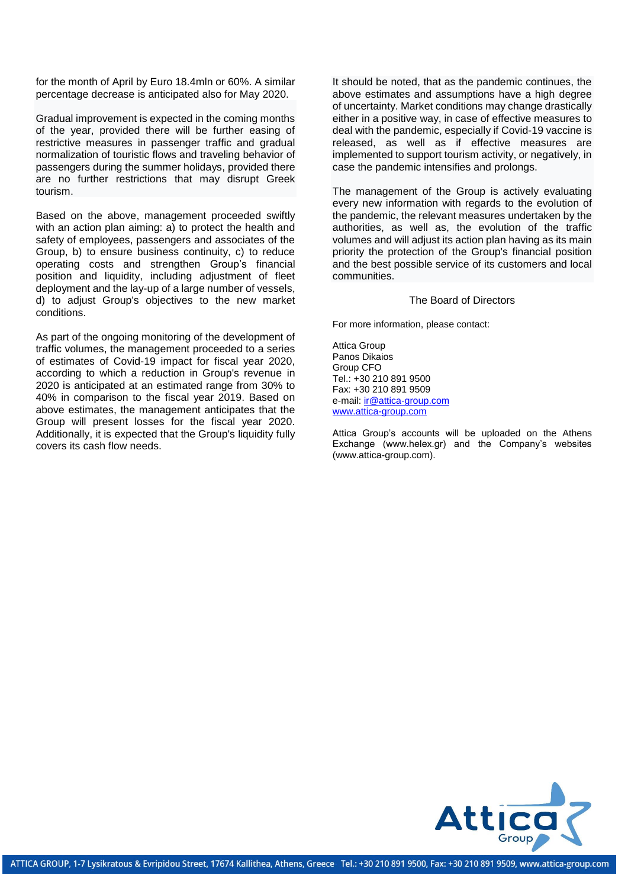for the month of April by Euro 18.4mln or 60%. A similar percentage decrease is anticipated also for May 2020.

Gradual improvement is expected in the coming months of the year, provided there will be further easing of restrictive measures in passenger traffic and gradual normalization of touristic flows and traveling behavior of passengers during the summer holidays, provided there are no further restrictions that may disrupt Greek tourism.

Based on the above, management proceeded swiftly with an action plan aiming: a) to protect the health and safety of employees, passengers and associates of the Group, b) to ensure business continuity, c) to reduce operating costs and strengthen Group's financial position and liquidity, including adjustment of fleet deployment and the lay-up of a large number of vessels, d) to adjust Group's objectives to the new market conditions.

As part of the ongoing monitoring of the development of traffic volumes, the management proceeded to a series of estimates of Covid-19 impact for fiscal year 2020, according to which a reduction in Group's revenue in 2020 is anticipated at an estimated range from 30% to 40% in comparison to the fiscal year 2019. Based on above estimates, the management anticipates that the Group will present losses for the fiscal year 2020. Additionally, it is expected that the Group's liquidity fully covers its cash flow needs.

It should be noted, that as the pandemic continues, the above estimates and assumptions have a high degree of uncertainty. Market conditions may change drastically either in a positive way, in case of effective measures to deal with the pandemic, especially if Covid-19 vaccine is released, as well as if effective measures are implemented to support tourism activity, or negatively, in case the pandemic intensifies and prolongs.

The management of the Group is actively evaluating every new information with regards to the evolution of the pandemic, the relevant measures undertaken by the authorities, as well as, the evolution of the traffic volumes and will adjust its action plan having as its main priority the protection of the Group's financial position and the best possible service of its customers and local communities.

The Board of Directors

For more information, please contact:

Attica Group
Panos Dikaios
Group CFO
Tel.: +30 210 891 9500
Fax: +30 210 891 9509
e-mail: ir@attica-group.com
www.attica-group.com

Attica Group's accounts will be uploaded on the Athens Exchange (www.helex.gr) and the Company's websites (www.attica-group.com).